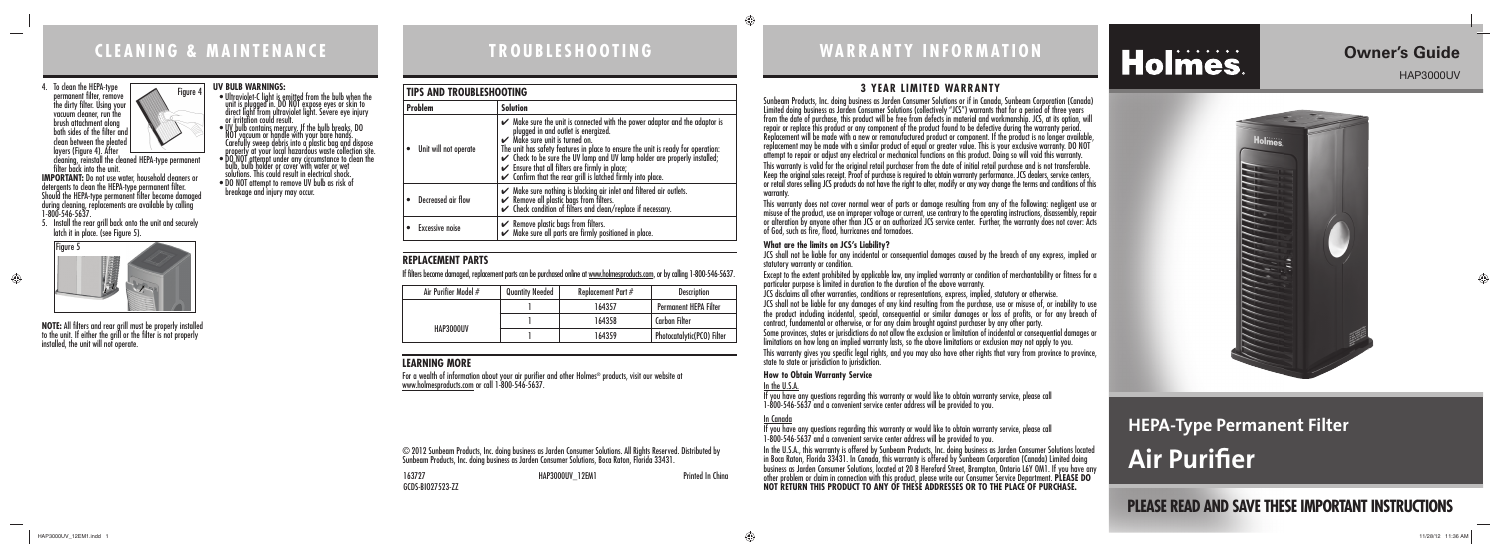## CLEANING & MAINTENANCE

4. To clean the HEPA-type permanent filter, remove the dirty filter. Using your vacuum cleaner, run the brush attachment along both sides of the filter and clean between the pleated layers (Figure 4). After cleaning, reinstall the cleaned HEPA-type permanent filter back into the unit.

Figure 4

**IMPORTANT:** Do not use water, household cleaners or detergents to clean the HEPA-type permanent filter. Should the HEPA-type permanent filter become damaged during cleaning, replacements are available by calling 1-800-546-5637.

5. Install the rear grill back onto the unit and securely latch it in place. (see Figure 5).

Figure 5

**NOTE:** All filters and rear grill must be properly installed to the unit. If either the grill or the filter is not properly installed, the unit will not operate.

**UV BULB WARNINGS:**

- Ultraviolet-C light is emitted from the bulb when the unit is plugged in. DO NOT expose eyes or skin to direct light from ultraviolet light. Severe eye injury or irritation could result.
- UV bulb contains mercury. If the bulb breaks, DO NOT vacuum or handle with your bare hands. Carefully sweep debris into a plastic bag and dispose properly at your local hazardous waste collection site.
- DO NOT attempt under any circumstance to clean the bulb, bulb holder or cover with water or wet solutions. This could result in electrical shock.
- DO NOT attempt to remove UV bulb as risk of breakage and injury may occur.

## TROUBLESHOOTING

| TIPS AND TROUBLESHOOTING | |
|---|---|
| **Problem** | **Solution** |
| • Unit will not operate | ✔ Make sure the unit is connected with the power adaptor and the adaptor is plugged in and outlet is energized. ✔ Make sure unit is turned on. The unit has safety features in place to ensure the unit is ready for operation: ✔ Check to be sure the UV lamp and UV lamp holder are properly installed; ✔ Ensure that all filters are firmly in place; ✔ Confirm that the rear grill is latched firmly into place. |
| • Decreased air flow | ✔ Make sure nothing is blocking air inlet and filtered air outlets. ✔ Remove all plastic bags from filters. ✔ Check condition of filters and clean/replace if necessary. |
| • Excessive noise | ✔ Remove plastic bags from filters. ✔ Make sure all parts are firmly positioned in place. |

### REPLACEMENT PARTS

If filters become damaged, replacement parts can be purchased online at www.holmesproducts.com, or by calling 1-800-546-5637.

| Air Purifier Model # | Quantity Needed | Replacement Part # | Description |
|---|---|---|---|
| HAP3000UV | 1 | 164357 | Permanent HEPA Filter |
| | 1 | 164358 | Carbon Filter |
| | 1 | 164359 | Photocatalytic(PCO) Filter |

### LEARNING MORE

For a wealth of information about your air purifier and other Holmes® products, visit our website at www.holmesproducts.com or call 1-800-546-5637.

© 2012 Sunbeam Products, Inc. doing business as Jarden Consumer Solutions. All Rights Reserved. Distributed by Sunbeam Products, Inc. doing business as Jarden Consumer Solutions, Boca Raton, Florida 33431.

163727 HAP3000UV_12EM1 Printed In China
GCDS-BI027523-ZZ

## WARRANTY INFORMATION

### 3 YEAR LIMITED WARRANTY

Sunbeam Products, Inc. doing business as Jarden Consumer Solutions or if in Canada, Sunbeam Corporation (Canada) Limited doing business as Jarden Consumer Solutions (collectively "JCS") warrants that for a period of three years from the date of purchase, this product will be free from defects in material and workmanship. JCS, at its option, will repair or replace this product or any component of the product found to be defective during the warranty period. Replacement will be made with a new or remanufactured product or component. If the product is no longer available, replacement may be made with a similar product of equal or greater value. This is your exclusive warranty. DO NOT attempt to repair or adjust any electrical or mechanical functions on this product. Doing so will void this warranty.

This warranty is valid for the original retail purchaser from the date of initial retail purchase and is not transferable. Keep the original sales receipt. Proof of purchase is required to obtain warranty performance. JCS dealers, service centers, or retail stores selling JCS products do not have the right to alter, modify or any way change the terms and conditions of this warranty.

This warranty does not cover normal wear of parts or damage resulting from any of the following: negligent use or misuse of the product, use on improper voltage or current, use contrary to the operating instructions, disassembly, repair or alteration by anyone other than JCS or an authorized JCS service center. Further, the warranty does not cover: Acts of God, such as fire, flood, hurricanes and tornadoes.

**What are the limits on JCS's Liability?**

JCS shall not be liable for any incidental or consequential damages caused by the breach of any express, implied or statutory warranty or condition.

Except to the extent prohibited by applicable law, any implied warranty or condition of merchantability or fitness for a particular purpose is limited in duration to the duration of the above warranty.

JCS disclaims all other warranties, conditions or representations, express, implied, statutory or otherwise.

JCS shall not be liable for any damages of any kind resulting from the purchase, use or misuse of, or inability to use the product including incidental, special, consequential or similar damages or loss of profits, or for any breach of contract, fundamental or otherwise, or for any claim brought against purchaser by any other party.

Some provinces, states or jurisdictions do not allow the exclusion or limitation of incidental or consequential damages or limitations on how long an implied warranty lasts, so the above limitations or exclusion may not apply to you.

This warranty gives you specific legal rights, and you may also have other rights that vary from province to province, state to state or jurisdiction to jurisdiction.

**How to Obtain Warranty Service**

In the U.S.A.

If you have any questions regarding this warranty or would like to obtain warranty service, please call 1-800-546-5637 and a convenient service center address will be provided to you.

In Canada

If you have any questions regarding this warranty or would like to obtain warranty service, please call 1-800-546-5637 and a convenient service center address will be provided to you.

In the U.S.A., this warranty is offered by Sunbeam Products, Inc. doing business as Jarden Consumer Solutions located in Boca Raton, Florida 33431. In Canada, this warranty is offered by Sunbeam Corporation (Canada) Limited doing business as Jarden Consumer Solutions, located at 20 B Hereford Street, Brampton, Ontario L6Y 0M1. If you have any other problem or claim in connection with this product, please write our Consumer Service Department. **PLEASE DO NOT RETURN THIS PRODUCT TO ANY OF THESE ADDRESSES OR TO THE PLACE OF PURCHASE.**

# Holmes.

**Owner's Guide**

HAP3000UV

## HEPA-Type Permanent Filter

# Air Purifier

**PLEASE READ AND SAVE THESE IMPORTANT INSTRUCTIONS**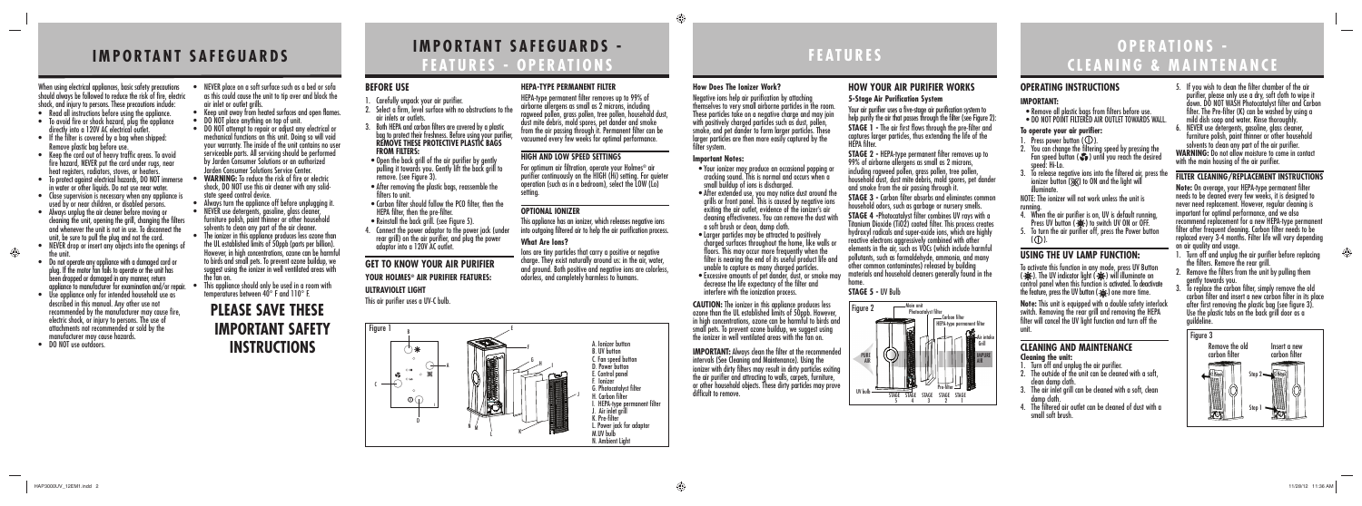# IMPORTANT SAFEGUARDS

When using electrical appliances, basic safety precautions should always be followed to reduce the risk of fire, electric shock, and injury to persons. These precautions include:

- Read all instructions before using the appliance.
- To avoid fire or shock hazard, plug the appliance directly into a 120V AC electrical outlet.
- If the filter is covered by a bag when shipped: Remove plastic bag before use.
- Keep the cord out of heavy traffic areas. To avoid fire hazard, NEVER put the cord under rugs, near heat registers, radiators, stoves, or heaters.
- To protect against electrical hazards, DO NOT immerse in water or other liquids. Do not use near water.
- Close supervision is necessary when any appliance is used by or near children, or disabled persons.
- Always unplug the air cleaner before moving or cleaning the unit, opening the grill, changing the filters and whenever the unit is not in use. To disconnect the unit, be sure to pull the plug and not the cord.
- NEVER drop or insert any objects into the openings of the unit.
- Do not operate any appliance with a damaged cord or plug. If the motor fan fails to operate or the unit has been dropped or damaged in any manner, return appliance to manufacturer for examination and/or repair.
- Use appliance only for intended household use as described in this manual. Any other use not recommended by the manufacturer may cause fire, electric shock, or injury to persons. The use of attachments not recommended or sold by the manufacturer may cause hazards.
- DO NOT use outdoors.
- NEVER place on a soft surface such as a bed or sofa as this could cause the unit to tip over and block the air inlet or outlet grills.
- Keep unit away from heated surfaces and open flames.
- DO NOT place anything on top of unit.
- DO NOT attempt to repair or adjust any electrical or mechanical functions on this unit. Doing so will void your warranty. The inside of the unit contains no user serviceable parts. All servicing should be performed by Jarden Consumer Solutions or an authorized Jarden Consumer Solutions Service Center.
- **WARNING:** To reduce the risk of fire or electric shock, DO NOT use this air cleaner with any solid-state speed control device.
- Always turn the appliance off before unplugging it.
- NEVER use detergents, gasoline, glass cleaner, furniture polish, paint thinner or other household solvents to clean any part of the air cleaner.
- The ionizer in this appliance produces less ozone than the UL established limits of 50ppb (parts per billion). However, in high concentrations, ozone can be harmful to birds and small pets. To prevent ozone buildup, we suggest using the ionizer in well ventilated areas with the fan on.
- This appliance should only be used in a room with temperatures between 40° F and 110° F.

## PLEASE SAVE THESE IMPORTANT SAFETY INSTRUCTIONS

# IMPORTANT SAFEGUARDS - FEATURES - OPERATIONS

## BEFORE USE

1. Carefully unpack your air purifier.
2. Select a firm, level surface with no obstructions to the air inlets or outlets.
3. Both HEPA and carbon filters are covered by a plastic bag to protect their freshness. Before using your purifier, **REMOVE THESE PROTECTIVE PLASTIC BAGS FROM FILTERS:**
   - Open the back grill of the air purifier by gently pulling it towards you. Gently lift the back grill to remove. (See Figure 3).
   - After removing the plastic bags, reassemble the filters to unit.
   - Carbon filter should follow the PCO filter, then the HEPA filter, then the pre-filter.
   - Reinstall the back grill. (See Figure 5).
4. Connect the power adaptor to the power jack (under rear grill) on the air purifier, and plug the power adaptor into a 120V AC outlet.

## GET TO KNOW YOUR AIR PURIFIER

### YOUR HOLMES® AIR PURIFIER FEATURES:

**ULTRAVIOLET LIGHT**

This air purifier uses a UV-C bulb.

**HEPA-TYPE PERMANENT FILTER**

HEPA-type permanent filter removes up to 99% of airborne allergens as small as 2 microns, including ragweed pollen, grass pollen, tree pollen, household dust, dust mite debris, mold spores, pet dander and smoke from the air passing through it. Permanent filter can be vacuumed every few weeks for optimal performance.

**HIGH AND LOW SPEED SETTINGS**

For optimum air filtration, operate your Holmes® air purifier continuously on the HIGH (Hi) setting. For quieter operation (such as in a bedroom), select the LOW (Lo) setting.

**OPTIONAL IONIZER**

This appliance has an ionizer, which releases negative ions into outgoing filtered air to help the air purification process.

**What Are Ions?**

Ions are tiny particles that carry a positive or negative charge. They exist naturally around us: in the air, water, and ground. Both positive and negative ions are colorless, odorless, and completely harmless to humans.

Figure 1

A. Ionizer button
B. UV button
C. Fan speed button
D. Power button
E. Control panel
F. Ionizer
G. Photocatalyst filter
H. Carbon filter
I. HEPA-type permanent filter
J. Air inlet grill
K. Pre-filter
L. Power jack for adaptor
M. UV bulb
N. Ambient Light

# FEATURES

### How Does The Ionizer Work?

Negative ions help air purification by attaching themselves to very small airborne particles in the room. These particles take on a negative charge and may join with positively charged particles such as dust, pollen, smoke, and pet dander to form larger particles. These larger particles are then more easily captured by the filter system.

**Important Notes:**

- Your ionizer may produce an occasional popping or cracking sound. This is normal and occurs when a small buildup of ions is discharged.
- After extended use, you may notice dust around the grills or front panel. This is caused by negative ions exiting the air outlet, evidence of the ionizer's air cleaning effectiveness. You can remove the dust with a soft brush or clean, damp cloth.
- Larger particles may be attracted to positively charged surfaces throughout the home, like walls or floors. This may occur more frequently when the filter is nearing the end of its useful product life and unable to capture as many charged particles.
- Excessive amounts of pet dander, dust, or smoke may decrease the life expectancy of the filter and interfere with the ionization process.

**CAUTION:** The ionizer in this appliance produces less ozone than the UL established limits of 50ppb. However, in high concentrations, ozone can be harmful to birds and small pets. To prevent ozone buildup, we suggest using the ionizer in well ventilated areas with the fan on.

**IMPORTANT:** Always clean the filter at the recommended intervals (See Cleaning and Maintenance). Using the ionizer with dirty filters may result in dirty particles exiting the air purifier and attracting to walls, carpets, furniture, or other household objects. These dirty particles may prove difficult to remove.

## HOW YOUR AIR PURIFIER WORKS

### 5-Stage Air Purification System

Your air purifier uses a five-stage air purification system to help purify the air that passes through the filter (See Figure 2):

**STAGE 1 -** The air first flows through the pre-filter and captures larger particles, thus extending the life of the HEPA filter.

**STAGE 2 -** HEPA-type permanent filter removes up to 99% of airborne allergens as small as 2 microns, including ragweed pollen, grass pollen, tree pollen, household dust, dust mite debris, mold spores, pet dander and smoke from the air passing through it.

**STAGE 3 -** Carbon filter absorbs and eliminates common household odors, such as garbage or nursery smells.

**STAGE 4 -**Photocatalyst filter combines UV rays with a Titanium Dioxide ($TiO_2$) coated filter. This process creates hydroxyl radicals and super-oxide ions, which are highly reactive electrons aggressively combined with other elements in the air, such as VOCs (which include harmful pollutants, such as formaldehyde, ammonia, and many other common contaminates) released by building materials and household cleaners generally found in the home.

**STAGE 5 -** UV Bulb

Figure 2

Main and Photocatalyst filter
Carbon filter
HEPA-type permanent filter
Air intake Grill
PURE AIR
IMPURE AIR
Pre-filter
UV bulb
STAGE 5
STAGE 4
STAGE 3
STAGE 2
STAGE 1

# OPERATIONS - CLEANING & MAINTENANCE

## OPERATING INSTRUCTIONS

**IMPORTANT:**

- Remove all plastic bags from filters before use.
- DO NOT POINT FILTERED AIR OUTLET TOWARDS WALL.

**To operate your air purifier:**

1. Press power button (⏻).
2. You can change the filtering speed by pressing the Fan speed button (✣) until you reach the desired speed: Hi-Lo.
3. To release negative ions into the filtered air, press the ionizer button (⊠) to ON and the light will illuminate.

NOTE: The ionizer will not work unless the unit is running.

4. When the air purifier is on, UV is default running. Press UV button (✷) to switch UV ON or OFF.
5. To turn the air purifier off, press the Power button (⏻).

## USING THE UV LAMP FUNCTION:

To activate this function in any mode, press UV Button (✷). The UV indicator light (✷) will illuminate on control panel when this function is activated. To deactivate the feature, press the UV button (✷) one more time.

**Note:** This unit is equipped with a double safety interlock switch. Removing the rear grill and removing the HEPA filter will cancel the UV light function and turn off the unit.

## CLEANING AND MAINTENANCE

**Cleaning the unit:**

1. Turn off and unplug the air purifier.
2. The outside of the unit can be cleaned with a soft, clean damp cloth.
3. The air inlet grill can be cleaned with a soft, clean damp cloth.
4. The filtered air outlet can be cleaned of dust with a small soft brush.
5. If you wish to clean the filter chamber of the air purifier, please only use a dry, soft cloth to wipe it down. DO NOT WASH Photocatalyst filter and Carbon filter. The Pre-filter (K) can be washed by using a mild dish soap and water. Rinse thoroughly.
6. NEVER use detergents, gasoline, glass cleaner, furniture polish, paint thinner or other household solvents to clean any part of the air purifier.

**WARNING:** Do not allow moisture to come in contact with the main housing of the air purifier.

## FILTER CLEANING/REPLACEMENT INSTRUCTIONS

**Note:** On average, your HEPA-type permanent filter needs to be cleaned every few weeks, it is designed to never need replacement. However, regular cleaning is important for optimal performance, and we also recommend replacement for a new HEPA-type permanent filter after frequent cleaning. Carbon filter needs to be replaced every 3-4 months. Filter life will vary depending on air quality and usage.

1. Turn off and unplug the air purifier before replacing the filters. Remove the rear grill.
2. Remove the filters from the unit by pulling them gently towards you.
3. To replace the carbon filter, simply remove the old carbon filter and insert a new carbon filter in its place after first removing the plastic bag (see figure 3). Use the plastic tabs on the back grill door as a guideline.

Figure 3

Remove the old carbon filter
Insert a new carbon filter
Step 2
Step 1